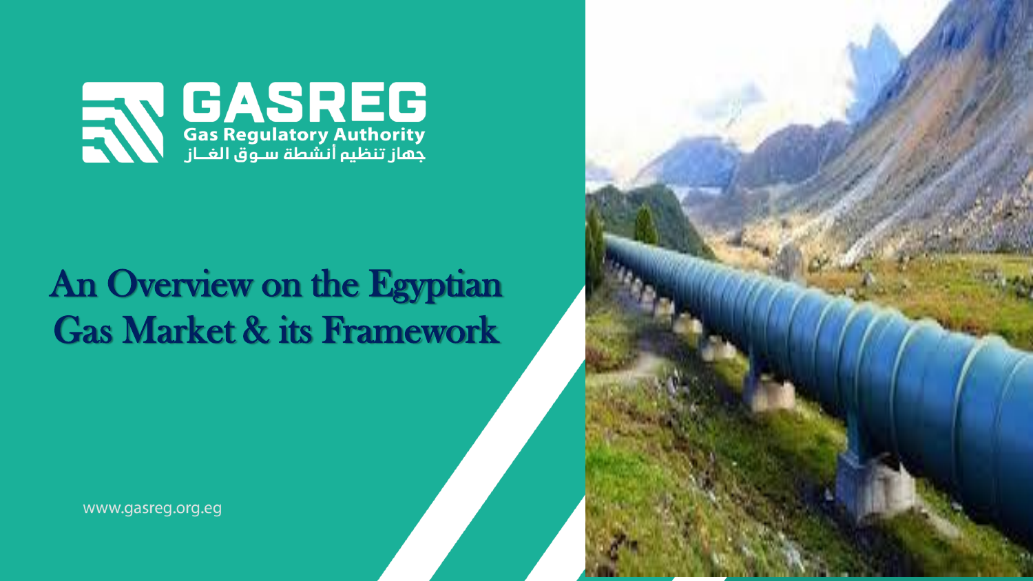GASREG

Gas Regulatory Authority

جهاز تنظيم أنشطة سوق الغاز

# An Overview on the Egyptian Gas Market & its Framework

www.gasreg.org.eg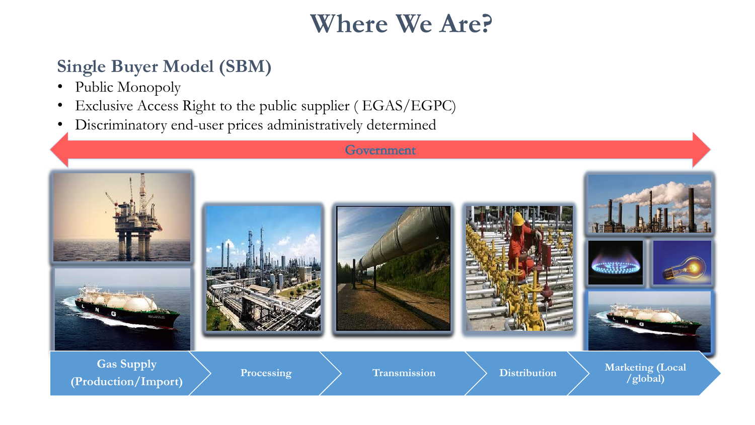# Where We Are?

## Single Buyer Model (SBM)

- Public Monopoly
- Exclusive Access Right to the public supplier ( EGAS/EGPC)
- Discriminatory end-user prices administratively determined

Government

Gas Supply (Production/Import) → Processing → Transmission → Distribution → Marketing (Local /global)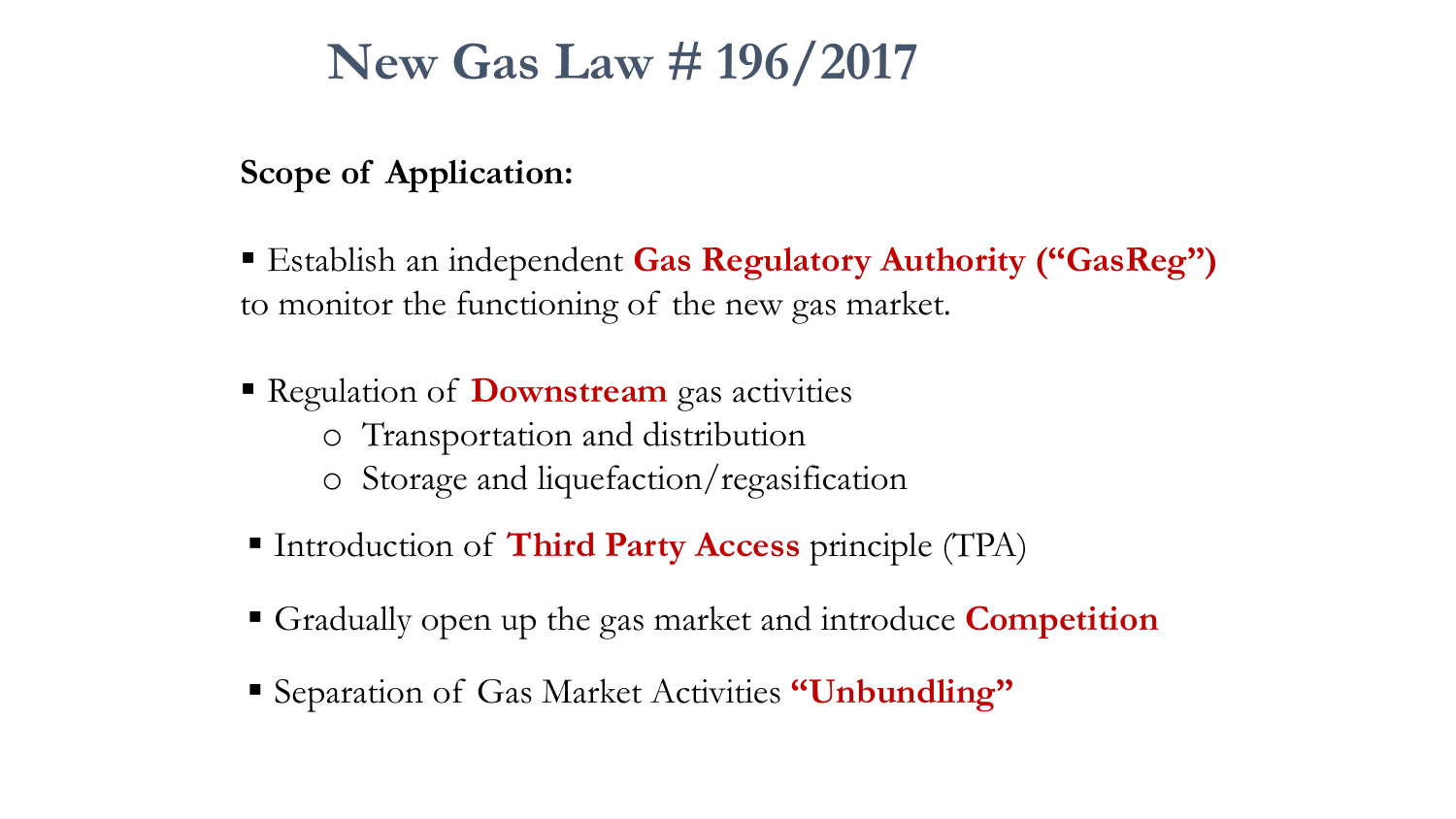# New Gas Law # 196/2017

**Scope of Application:**

- Establish an independent **Gas Regulatory Authority ("GasReg")** to monitor the functioning of the new gas market.
- Regulation of **Downstream** gas activities
  - Transportation and distribution
  - Storage and liquefaction/regasification
- Introduction of **Third Party Access** principle (TPA)
- Gradually open up the gas market and introduce **Competition**
- Separation of Gas Market Activities **"Unbundling"**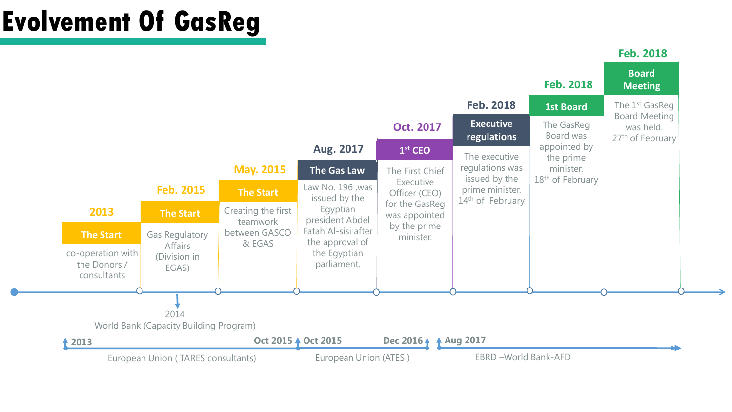# Evolvement Of GasReg

**2013 — The Start**
co-operation with the Donors / consultants

**Feb. 2015 — The Start**
Gas Regulatory Affairs (Division in EGAS)

**May. 2015 — The Start**
Creating the first teamwork between GASCO & EGAS

**Aug. 2017 — The Gas Law**
Law No. 196 ,was issued by the Egyptian president Abdel Fatah Al-sisi after the approval of the Egyptian parliament.

**Oct. 2017 — 1st CEO**
The First Chief Executive Officer (CEO) for the GasReg was appointed by the prime minister.

**Feb. 2018 — Executive regulations**
The executive regulations was issued by the prime minister. 14th of February

**Feb. 2018 — 1st Board**
The GasReg Board was appointed by the prime minister. 18th of February

**Feb. 2018 — Board Meeting**
The 1st GasReg Board Meeting was held. 27th of February

2014
World Bank (Capacity Building Program)

2013 – Oct 2015: European Union ( TARES consultants)

Oct 2015 – Dec 2016: European Union (ATES )

Aug 2017: EBRD –World Bank-AFD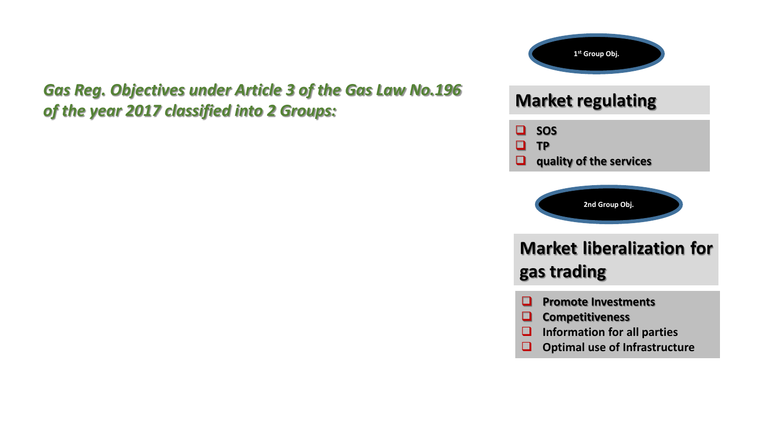***Gas Reg. Objectives under Article 3 of the Gas Law No.196 of the year 2017 classified into 2 Groups:***

**1st Group Obj.**

## Market regulating

- **SOS**
- **TP**
- **quality of the services**

**2nd Group Obj.**

## Market liberalization for gas trading

- **Promote Investments**
- **Competitiveness**
- **Information for all parties**
- **Optimal use of Infrastructure**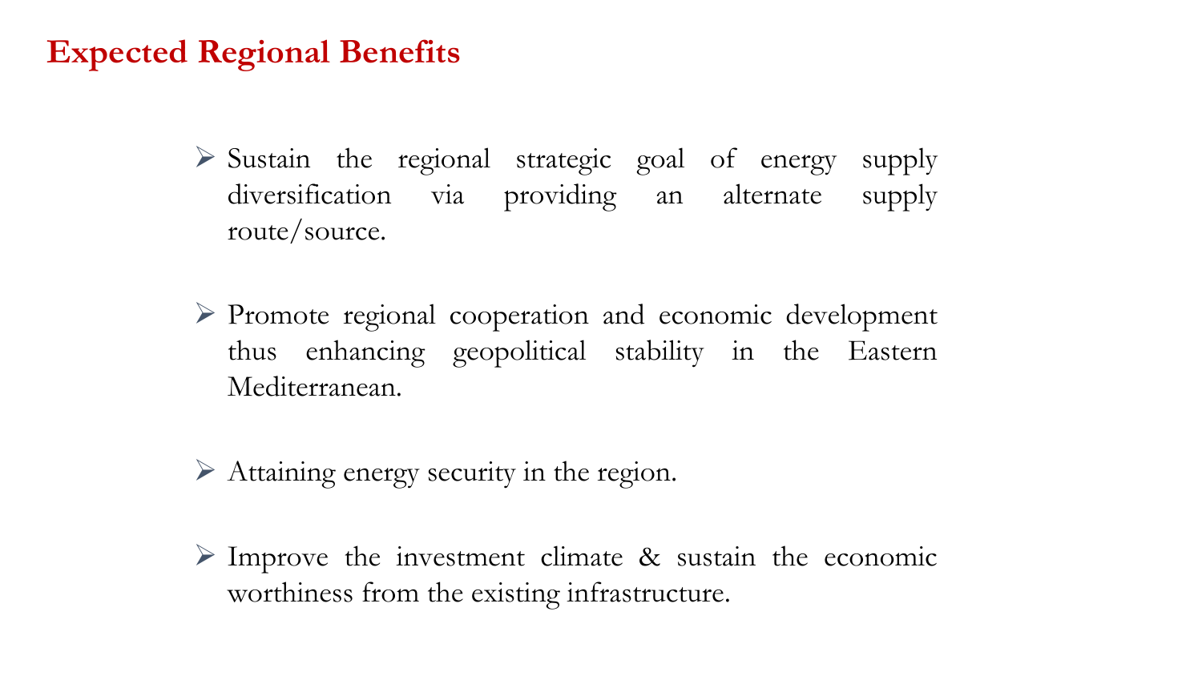## Expected Regional Benefits

- Sustain the regional strategic goal of energy supply diversification via providing an alternate supply route/source.

- Promote regional cooperation and economic development thus enhancing geopolitical stability in the Eastern Mediterranean.

- Attaining energy security in the region.

- Improve the investment climate & sustain the economic worthiness from the existing infrastructure.